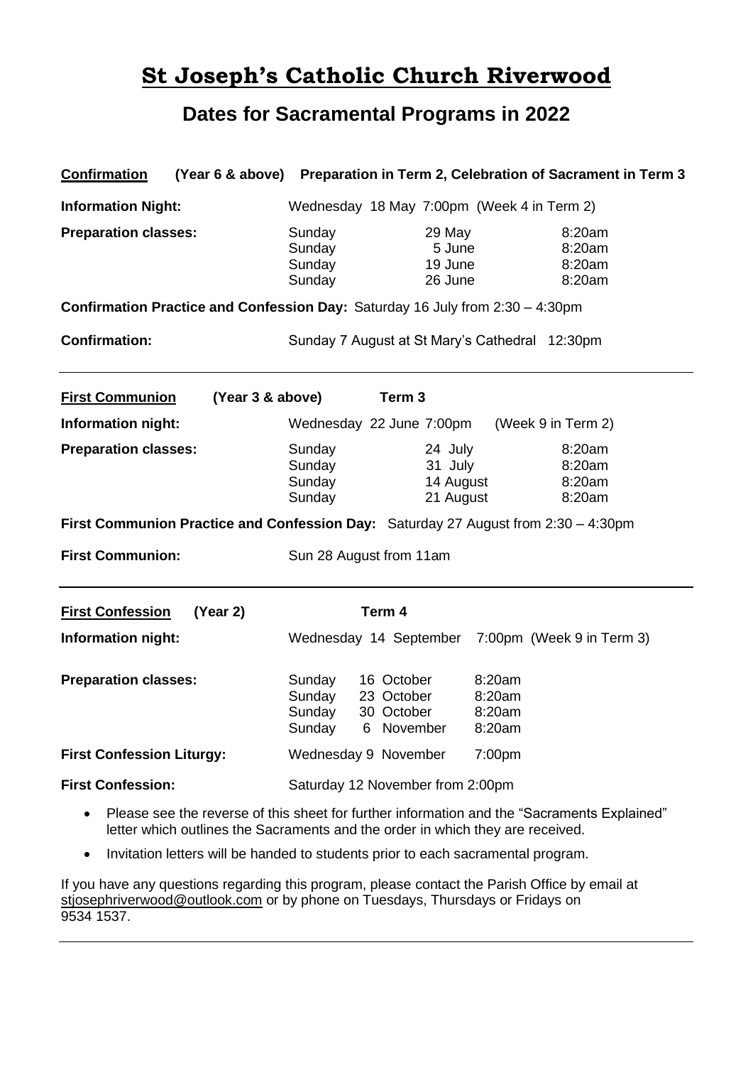# St Joseph's Catholic Church Riverwood

## Dates for Sacramental Programs in 2022

**Confirmation** **(Year 6 & above)** **Preparation in Term 2, Celebration of Sacrament in Term 3**

**Information Night:** Wednesday 18 May 7:00pm (Week 4 in Term 2)

**Preparation classes:**

| | | |
|---|---|---|
| Sunday | 29 May | 8:20am |
| Sunday | 5 June | 8:20am |
| Sunday | 19 June | 8:20am |
| Sunday | 26 June | 8:20am |

**Confirmation Practice and Confession Day:** Saturday 16 July from 2:30 – 4:30pm

**Confirmation:** Sunday 7 August at St Mary's Cathedral 12:30pm

---

**First Communion** **(Year 3 & above)** **Term 3**

**Information night:** Wednesday 22 June 7:00pm (Week 9 in Term 2)

**Preparation classes:**

| | | |
|---|---|---|
| Sunday | 24 July | 8:20am |
| Sunday | 31 July | 8:20am |
| Sunday | 14 August | 8:20am |
| Sunday | 21 August | 8:20am |

**First Communion Practice and Confession Day:** Saturday 27 August from 2:30 – 4:30pm

**First Communion:** Sun 28 August from 11am

---

**First Confession** **(Year 2)** **Term 4**

**Information night:** Wednesday 14 September 7:00pm (Week 9 in Term 3)

**Preparation classes:**

| | | |
|---|---|---|
| Sunday | 16 October | 8:20am |
| Sunday | 23 October | 8:20am |
| Sunday | 30 October | 8:20am |
| Sunday | 6 November | 8:20am |

**First Confession Liturgy:** Wednesday 9 November 7:00pm

**First Confession:** Saturday 12 November from 2:00pm

- Please see the reverse of this sheet for further information and the "Sacraments Explained" letter which outlines the Sacraments and the order in which they are received.
- Invitation letters will be handed to students prior to each sacramental program.

If you have any questions regarding this program, please contact the Parish Office by email at stjosephriverwood@outlook.com or by phone on Tuesdays, Thursdays or Fridays on 9534 1537.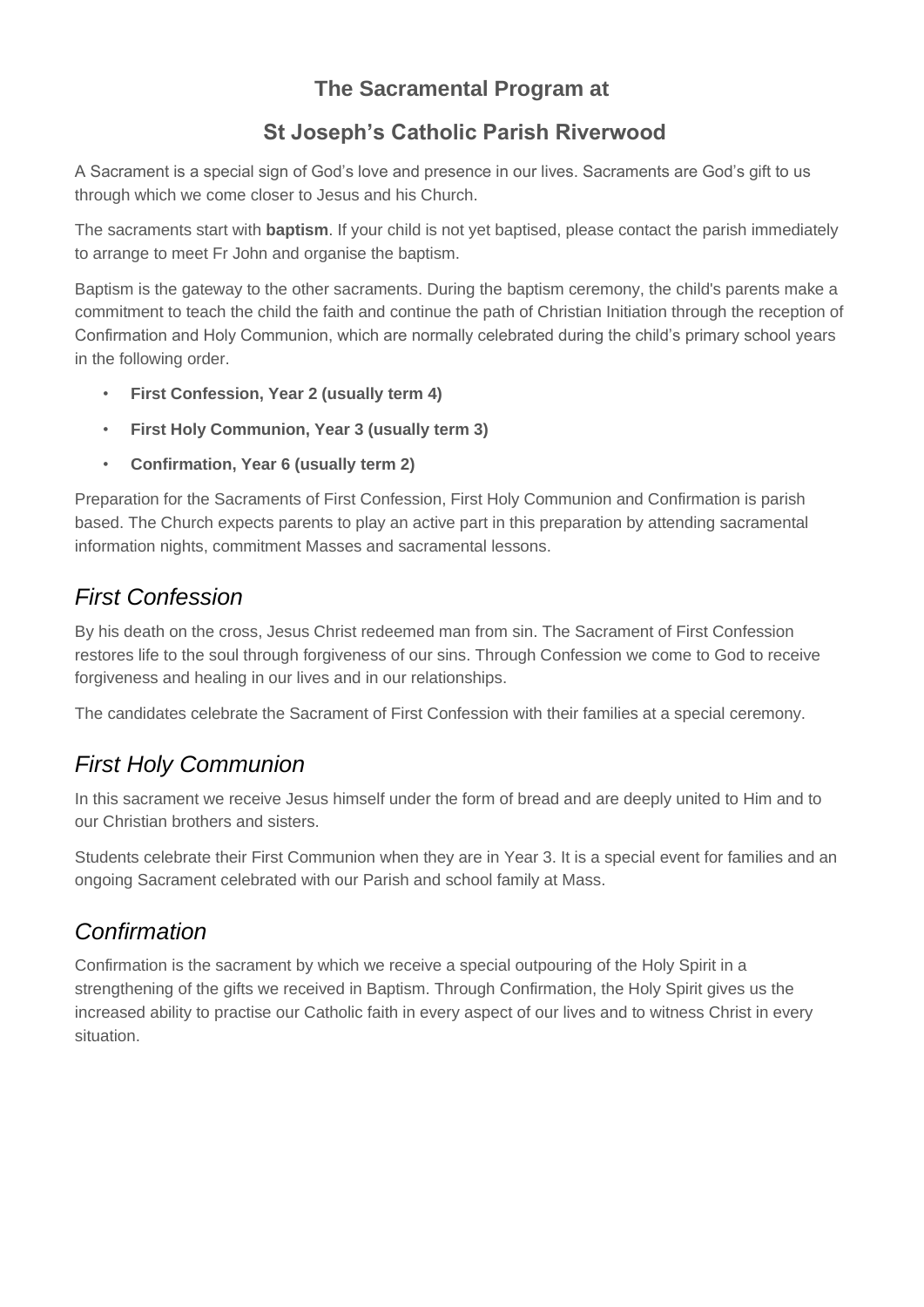# The Sacramental Program at

# St Joseph's Catholic Parish Riverwood

A Sacrament is a special sign of God's love and presence in our lives. Sacraments are God's gift to us through which we come closer to Jesus and his Church.

The sacraments start with **baptism**. If your child is not yet baptised, please contact the parish immediately to arrange to meet Fr John and organise the baptism.

Baptism is the gateway to the other sacraments. During the baptism ceremony, the child's parents make a commitment to teach the child the faith and continue the path of Christian Initiation through the reception of Confirmation and Holy Communion, which are normally celebrated during the child's primary school years in the following order.

- **First Confession, Year 2 (usually term 4)**
- **First Holy Communion, Year 3 (usually term 3)**
- **Confirmation, Year 6 (usually term 2)**

Preparation for the Sacraments of First Confession, First Holy Communion and Confirmation is parish based. The Church expects parents to play an active part in this preparation by attending sacramental information nights, commitment Masses and sacramental lessons.

## *First Confession*

By his death on the cross, Jesus Christ redeemed man from sin. The Sacrament of First Confession restores life to the soul through forgiveness of our sins. Through Confession we come to God to receive forgiveness and healing in our lives and in our relationships.

The candidates celebrate the Sacrament of First Confession with their families at a special ceremony.

## *First Holy Communion*

In this sacrament we receive Jesus himself under the form of bread and are deeply united to Him and to our Christian brothers and sisters.

Students celebrate their First Communion when they are in Year 3. It is a special event for families and an ongoing Sacrament celebrated with our Parish and school family at Mass.

## *Confirmation*

Confirmation is the sacrament by which we receive a special outpouring of the Holy Spirit in a strengthening of the gifts we received in Baptism. Through Confirmation, the Holy Spirit gives us the increased ability to practise our Catholic faith in every aspect of our lives and to witness Christ in every situation.